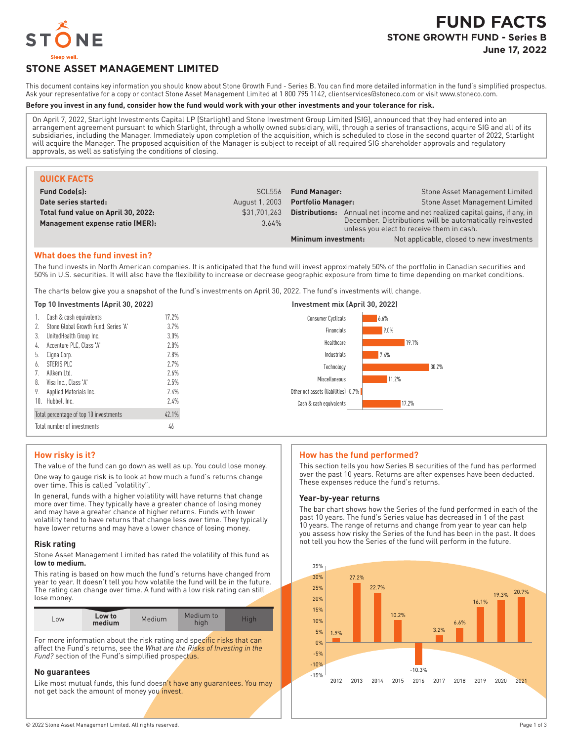# FUND FACTS

**STONE GROWTH FUND - Series B**

**June 17, 2022**

STONE

Sleep well.

## STONE ASSET MANAGEMENT LIMITED

This document contains key information you should know about Stone Growth Fund - Series B. You can find more detailed information in the fund's simplified prospectus. Ask your representative for a copy or contact Stone Asset Management Limited at 1 800 795 1142, clientservices@stoneco.com or visit www.stoneco.com.

**Before you invest in any fund, consider how the fund would work with your other investments and your tolerance for risk.**

On April 7, 2022, Starlight Investments Capital LP (Starlight) and Stone Investment Group Limited (SIG), announced that they had entered into an arrangement agreement pursuant to which Starlight, through a wholly owned subsidiary, will, through a series of transactions, acquire SIG and all of its subsidiaries, including the Manager. Immediately upon completion of the acquisition, which is scheduled to close in the second quarter of 2022, Starlight will acquire the Manager. The proposed acquisition of the Manager is subject to receipt of all required SIG shareholder approvals and regulatory approvals, as well as satisfying the conditions of closing.

## QUICK FACTS

| | | | |
|---|---|---|---|
| **Fund Code(s):** | SCL556 | **Fund Manager:** | Stone Asset Management Limited |
| **Date series started:** | August 1, 2003 | **Portfolio Manager:** | Stone Asset Management Limited |
| **Total fund value on April 30, 2022:** | $31,701,263 | **Distributions:** | Annual net income and net realized capital gains, if any, in December. Distributions will be automatically reinvested unless you elect to receive them in cash. |
| **Management expense ratio (MER):** | 3.64% | **Minimum investment:** | Not applicable, closed to new investments |

## What does the fund invest in?

The fund invests in North American companies. It is anticipated that the fund will invest approximately 50% of the portfolio in Canadian securities and 50% in U.S. securities. It will also have the flexibility to increase or decrease geographic exposure from time to time depending on market conditions.

The charts below give you a snapshot of the fund's investments on April 30, 2022. The fund's investments will change.

### Top 10 Investments (April 30, 2022)

| | Investment | % |
|---|---|---|
| 1. | Cash & cash equivalents | 17.2% |
| 2. | Stone Global Growth Fund, Series 'A' | 3.7% |
| 3. | UnitedHealth Group Inc. | 3.0% |
| 4. | Accenture PLC, Class 'A' | 2.8% |
| 5. | Cigna Corp. | 2.8% |
| 6. | STERIS PLC | 2.7% |
| 7. | Allkem Ltd. | 2.6% |
| 8. | Visa Inc., Class 'A' | 2.5% |
| 9. | Applied Materials Inc. | 2.4% |
| 10. | Hubbell Inc. | 2.4% |
| | Total percentage of top 10 investments | 42.1% |
| | Total number of investments | 46 |

### Investment mix (April 30, 2022)

| Sector | % |
|---|---|
| Consumer Cyclicals | 6.6% |
| Financials | 9.0% |
| Healthcare | 19.1% |
| Industrials | 7.4% |
| Technology | 30.2% |
| Miscellaneous | 11.2% |
| Other net assets (liabilities) | -0.7% |
| Cash & cash equivalents | 17.2% |

## How risky is it?

The value of the fund can go down as well as up. You could lose money.

One way to gauge risk is to look at how much a fund's returns change over time. This is called "volatility".

In general, funds with a higher volatility will have returns that change more over time. They typically have a greater chance of losing money and may have a greater chance of higher returns. Funds with lower volatility tend to have returns that change less over time. They typically have lower returns and may have a lower chance of losing money.

### Risk rating

Stone Asset Management Limited has rated the volatility of this fund as **low to medium.**

This rating is based on how much the fund's returns have changed from year to year. It doesn't tell you how volatile the fund will be in the future. The rating can change over time. A fund with a low risk rating can still lose money.

| Low | **Low to medium** | Medium | Medium to high | High |
|---|---|---|---|---|

For more information about the risk rating and specific risks that can affect the Fund's returns, see the *What are the Risks of Investing in the Fund?* section of the Fund's simplified prospectus.

### No guarantees

Like most mutual funds, this fund doesn't have any guarantees. You may not get back the amount of money you invest.

## How has the fund performed?

This section tells you how Series B securities of the fund has performed over the past 10 years. Returns are after expenses have been deducted. These expenses reduce the fund's returns.

### Year-by-year returns

The bar chart shows how the Series of the fund performed in each of the past 10 years. The fund's Series value has decreased in 1 of the past 10 years. The range of returns and change from year to year can help you assess how risky the Series of the fund has been in the past. It does not tell you how the Series of the fund will perform in the future.

| Year | 2012 | 2013 | 2014 | 2015 | 2016 | 2017 | 2018 | 2019 | 2020 | 2021 |
|---|---|---|---|---|---|---|---|---|---|---|
| Return | 1.9% | 27.2% | 22.7% | 10.2% | -10.3% | 3.2% | 6.6% | 16.1% | 19.3% | 20.7% |

© 2022 Stone Asset Management Limited. All rights reserved.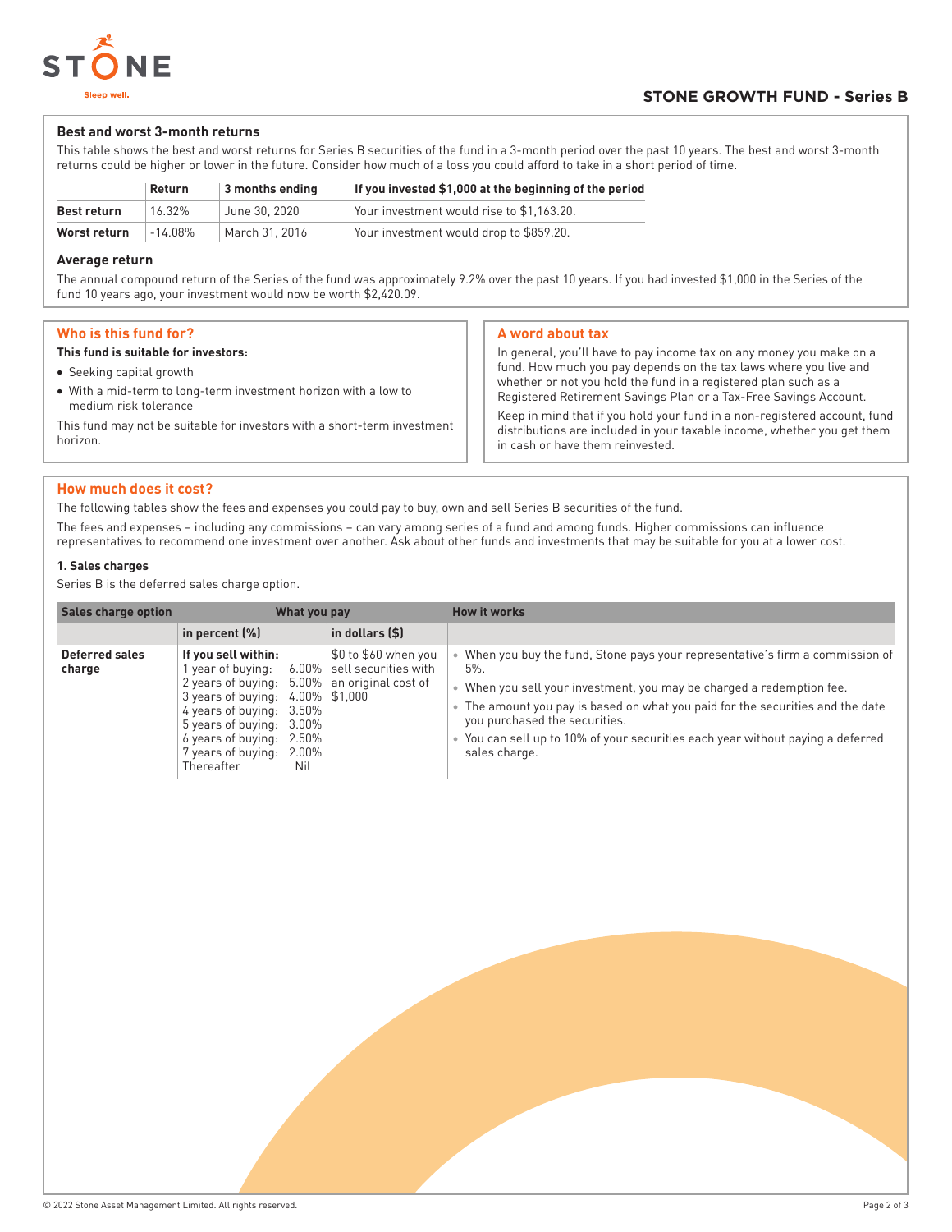# STONE GROWTH FUND - Series B

### Best and worst 3-month returns

This table shows the best and worst returns for Series B securities of the fund in a 3-month period over the past 10 years. The best and worst 3-month returns could be higher or lower in the future. Consider how much of a loss you could afford to take in a short period of time.

| | Return | 3 months ending | If you invested $1,000 at the beginning of the period |
|---|---|---|---|
| **Best return** | 16.32% | June 30, 2020 | Your investment would rise to $1,163.20. |
| **Worst return** | -14.08% | March 31, 2016 | Your investment would drop to $859.20. |

### Average return

The annual compound return of the Series of the fund was approximately 9.2% over the past 10 years. If you had invested $1,000 in the Series of the fund 10 years ago, your investment would now be worth $2,420.09.

## Who is this fund for?

**This fund is suitable for investors:**

- Seeking capital growth
- With a mid-term to long-term investment horizon with a low to medium risk tolerance

This fund may not be suitable for investors with a short-term investment horizon.

## A word about tax

In general, you'll have to pay income tax on any money you make on a fund. How much you pay depends on the tax laws where you live and whether or not you hold the fund in a registered plan such as a Registered Retirement Savings Plan or a Tax-Free Savings Account.

Keep in mind that if you hold your fund in a non-registered account, fund distributions are included in your taxable income, whether you get them in cash or have them reinvested.

## How much does it cost?

The following tables show the fees and expenses you could pay to buy, own and sell Series B securities of the fund.

The fees and expenses – including any commissions – can vary among series of a fund and among funds. Higher commissions can influence representatives to recommend one investment over another. Ask about other funds and investments that may be suitable for you at a lower cost.

### 1. Sales charges

Series B is the deferred sales charge option.

| Sales charge option | What you pay | | How it works |
|---|---|---|---|
| | in percent (%) | in dollars ($) | |
| **Deferred sales charge** | **If you sell within:**<br>1 year of buying: 6.00%<br>2 years of buying: 5.00%<br>3 years of buying: 4.00%<br>4 years of buying: 3.50%<br>5 years of buying: 3.00%<br>6 years of buying: 2.50%<br>7 years of buying: 2.00%<br>Thereafter Nil | $0 to $60 when you sell securities with an original cost of $1,000 | • When you buy the fund, Stone pays your representative's firm a commission of 5%.<br>• When you sell your investment, you may be charged a redemption fee.<br>• The amount you pay is based on what you paid for the securities and the date you purchased the securities.<br>• You can sell up to 10% of your securities each year without paying a deferred sales charge. |

© 2022 Stone Asset Management Limited. All rights reserved.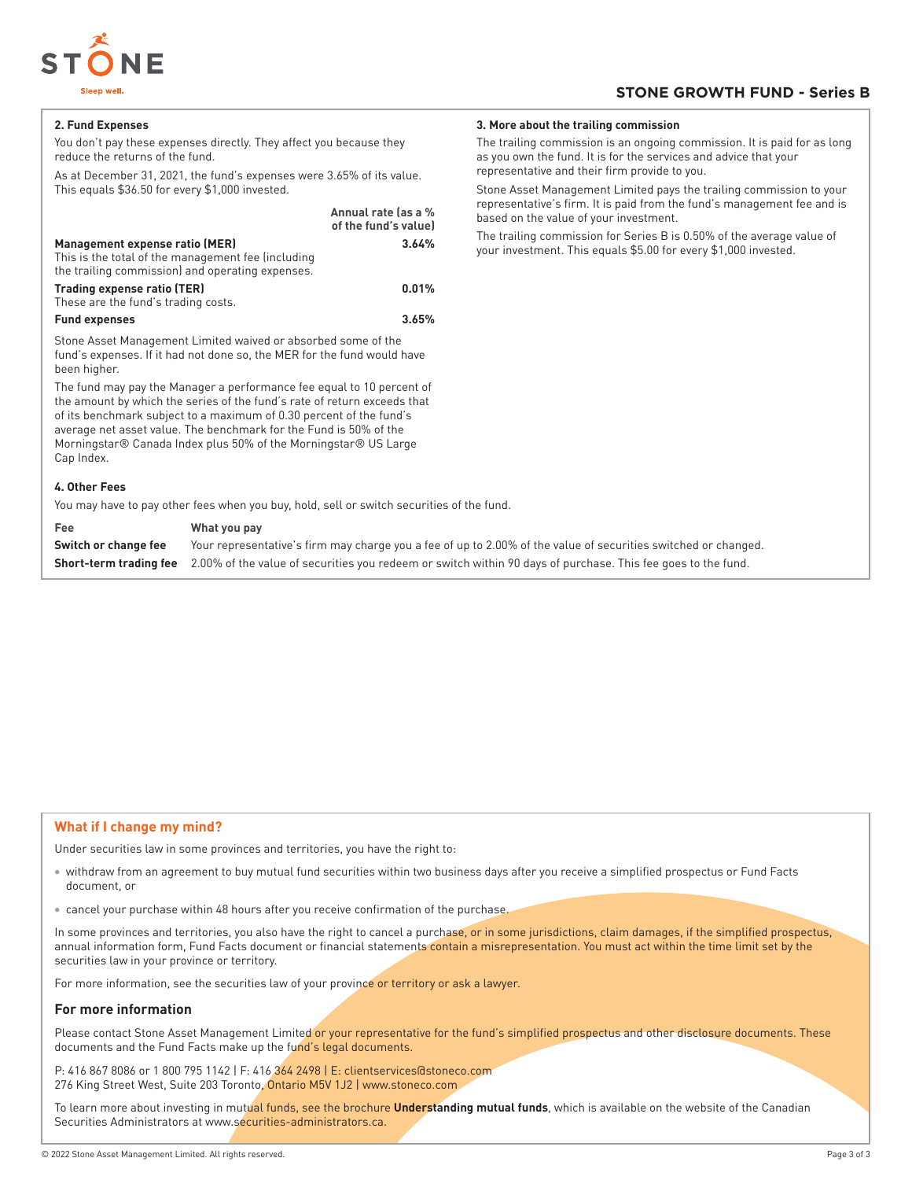STONE GROWTH FUND - Series B

#### 2. Fund Expenses

You don't pay these expenses directly. They affect you because they reduce the returns of the fund.

As at December 31, 2021, the fund's expenses were 3.65% of its value. This equals $36.50 for every $1,000 invested.

| | Annual rate (as a % of the fund's value) |
|---|---|
| **Management expense ratio (MER)** This is the total of the management fee (including the trailing commission) and operating expenses. | **3.64%** |
| **Trading expense ratio (TER)** These are the fund's trading costs. | **0.01%** |
| **Fund expenses** | **3.65%** |

Stone Asset Management Limited waived or absorbed some of the fund's expenses. If it had not done so, the MER for the fund would have been higher.

The fund may pay the Manager a performance fee equal to 10 percent of the amount by which the series of the fund's rate of return exceeds that of its benchmark subject to a maximum of 0.30 percent of the fund's average net asset value. The benchmark for the Fund is 50% of the Morningstar® Canada Index plus 50% of the Morningstar® US Large Cap Index.

#### 3. More about the trailing commission

The trailing commission is an ongoing commission. It is paid for as long as you own the fund. It is for the services and advice that your representative and their firm provide to you.

Stone Asset Management Limited pays the trailing commission to your representative's firm. It is paid from the fund's management fee and is based on the value of your investment.

The trailing commission for Series B is 0.50% of the average value of your investment. This equals $5.00 for every $1,000 invested.

#### 4. Other Fees

You may have to pay other fees when you buy, hold, sell or switch securities of the fund.

| Fee | What you pay |
|---|---|
| **Switch or change fee** | Your representative's firm may charge you a fee of up to 2.00% of the value of securities switched or changed. |
| **Short-term trading fee** | 2.00% of the value of securities you redeem or switch within 90 days of purchase. This fee goes to the fund. |

## What if I change my mind?

Under securities law in some provinces and territories, you have the right to:

- withdraw from an agreement to buy mutual fund securities within two business days after you receive a simplified prospectus or Fund Facts document, or
- cancel your purchase within 48 hours after you receive confirmation of the purchase.

In some provinces and territories, you also have the right to cancel a purchase, or in some jurisdictions, claim damages, if the simplified prospectus, annual information form, Fund Facts document or financial statements contain a misrepresentation. You must act within the time limit set by the securities law in your province or territory.

For more information, see the securities law of your province or territory or ask a lawyer.

## For more information

Please contact Stone Asset Management Limited or your representative for the fund's simplified prospectus and other disclosure documents. These documents and the Fund Facts make up the fund's legal documents.

P: 416 867 8086 or 1 800 795 1142 | F: 416 364 2498 | E: clientservices@stoneco.com
276 King Street West, Suite 203 Toronto, Ontario M5V 1J2 | www.stoneco.com

To learn more about investing in mutual funds, see the brochure **Understanding mutual funds**, which is available on the website of the Canadian Securities Administrators at www.securities-administrators.ca.

© 2022 Stone Asset Management Limited. All rights reserved.